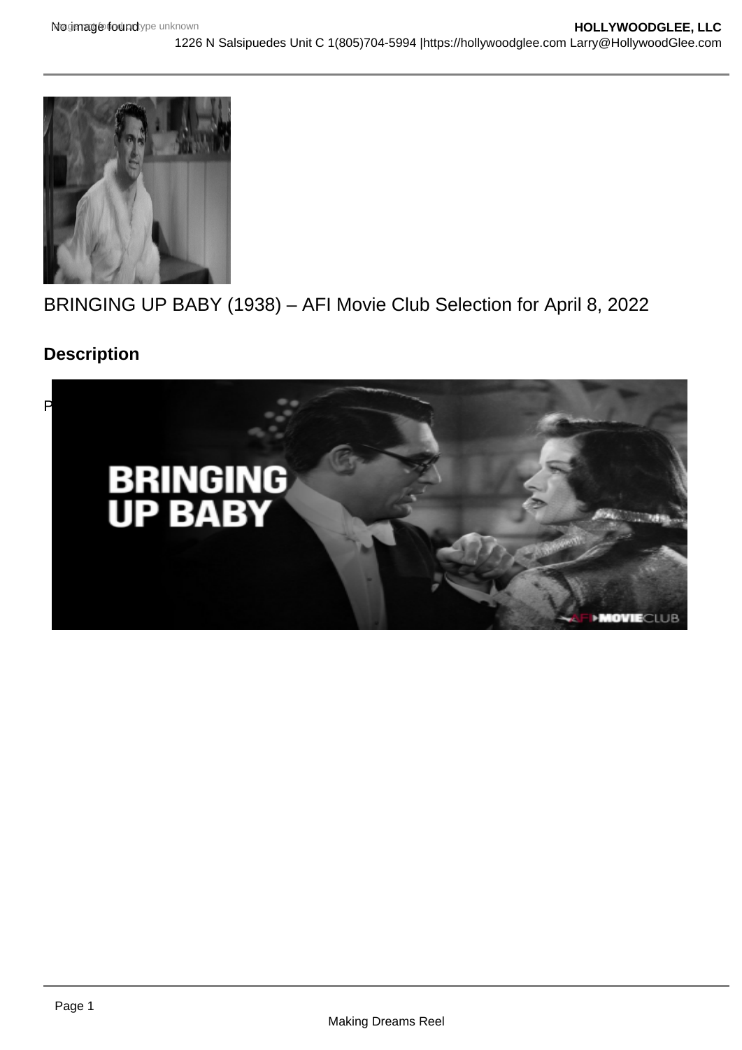BRINGING UP BABY (1938) – AFI Movie Club Selection for April 8, 2022

## Description

P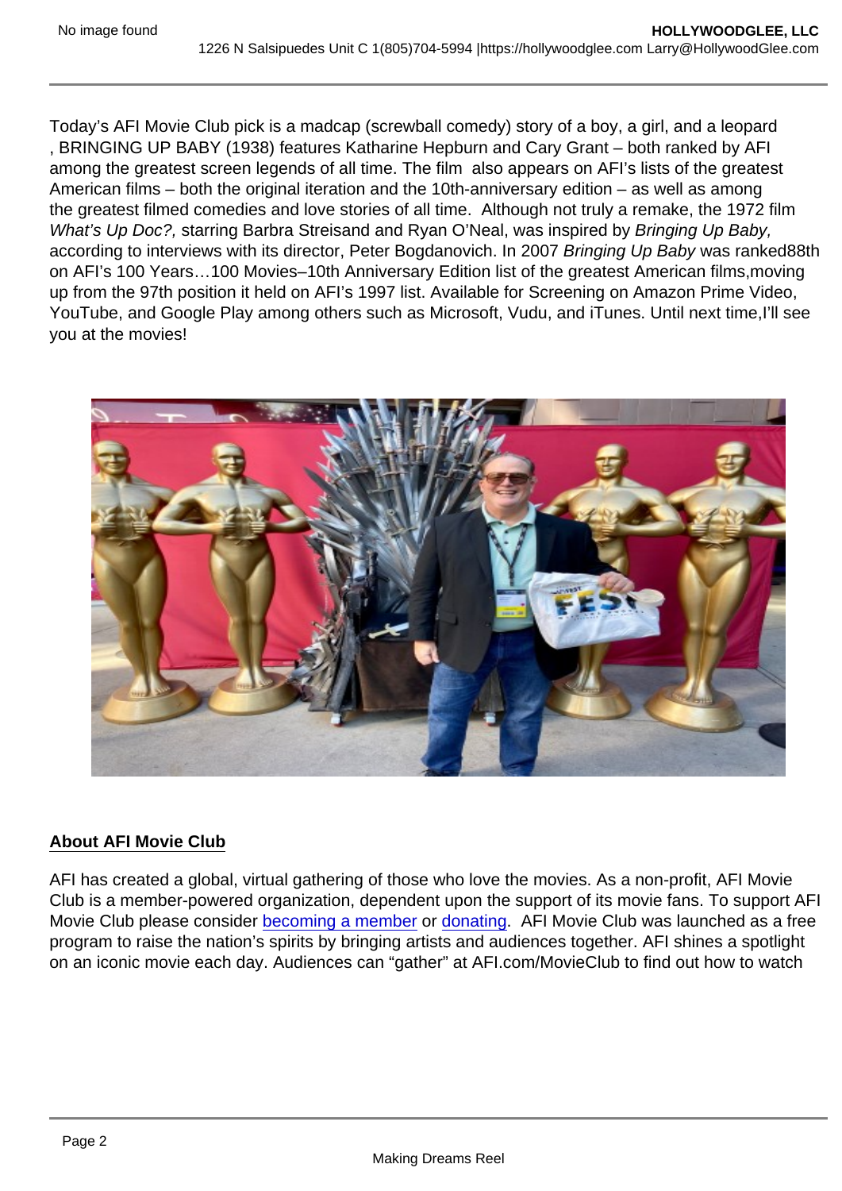Today's AFI Movie Club pick is a madcap (screwball comedy) story of a boy, a girl, and a leopard , BRINGING UP BABY (1938) features Katharine Hepburn and Cary Grant – both ranked by AFI among the greatest screen legends of all time. The film also appears on AFI's lists of the greatest American films – both the original iteration and the 10th-anniversary edition – as well as among the greatest filmed comedies and love stories of all time. Although not truly a remake, the 1972 film *What's Up Doc?,* starring Barbra Streisand and Ryan O'Neal, was inspired by *Bringing Up Baby,* according to interviews with its director, Peter Bogdanovich. In 2007 *Bringing Up Baby* was ranked88th on AFI's 100 Years…100 Movies–10th Anniversary Edition list of the greatest American films,moving up from the 97th position it held on AFI's 1997 list. Available for Screening on Amazon Prime Video, YouTube, and Google Play among others such as Microsoft, Vudu, and iTunes. Until next time,I'll see you at the movies!

## About AFI Movie Club

AFI has created a global, virtual gathering of those who love the movies. As a non-profit, AFI Movie Club is a member-powered organization, dependent upon the support of its movie fans. To support AFI Movie Club please consider [becoming a member] or [donating]. AFI Movie Club was launched as a free program to raise the nation's spirits by bringing artists and audiences together. AFI shines a spotlight on an iconic movie each day. Audiences can "gather" at AFI.com/MovieClub to find out how to watch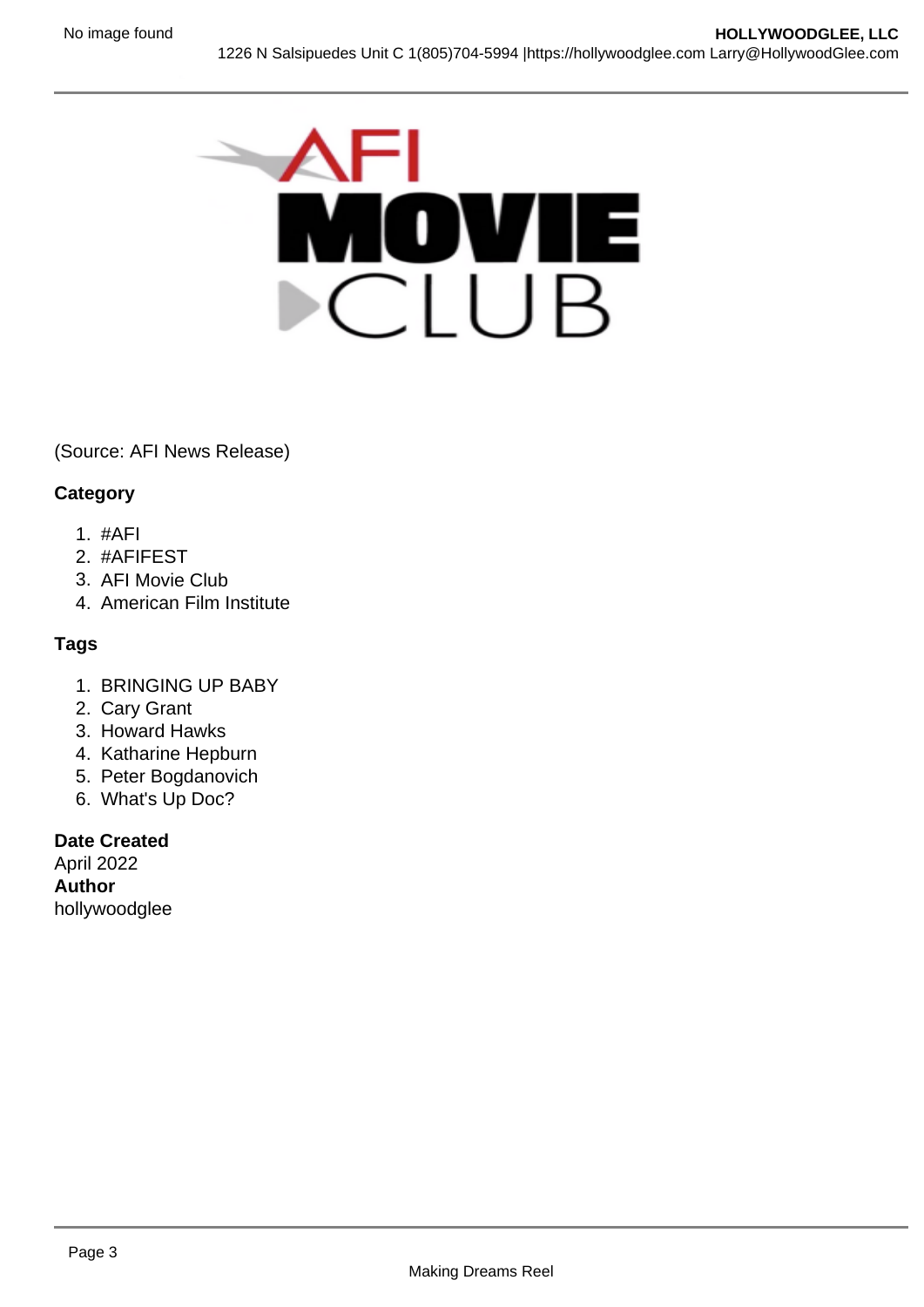(Source: AFI News Release)

**Category**

1. #AFI
2. #AFIFEST
3. AFI Movie Club
4. American Film Institute

**Tags**

1. BRINGING UP BABY
2. Cary Grant
3. Howard Hawks
4. Katharine Hepburn
5. Peter Bogdanovich
6. What's Up Doc?

**Date Created**
April 2022
**Author**
hollywoodglee